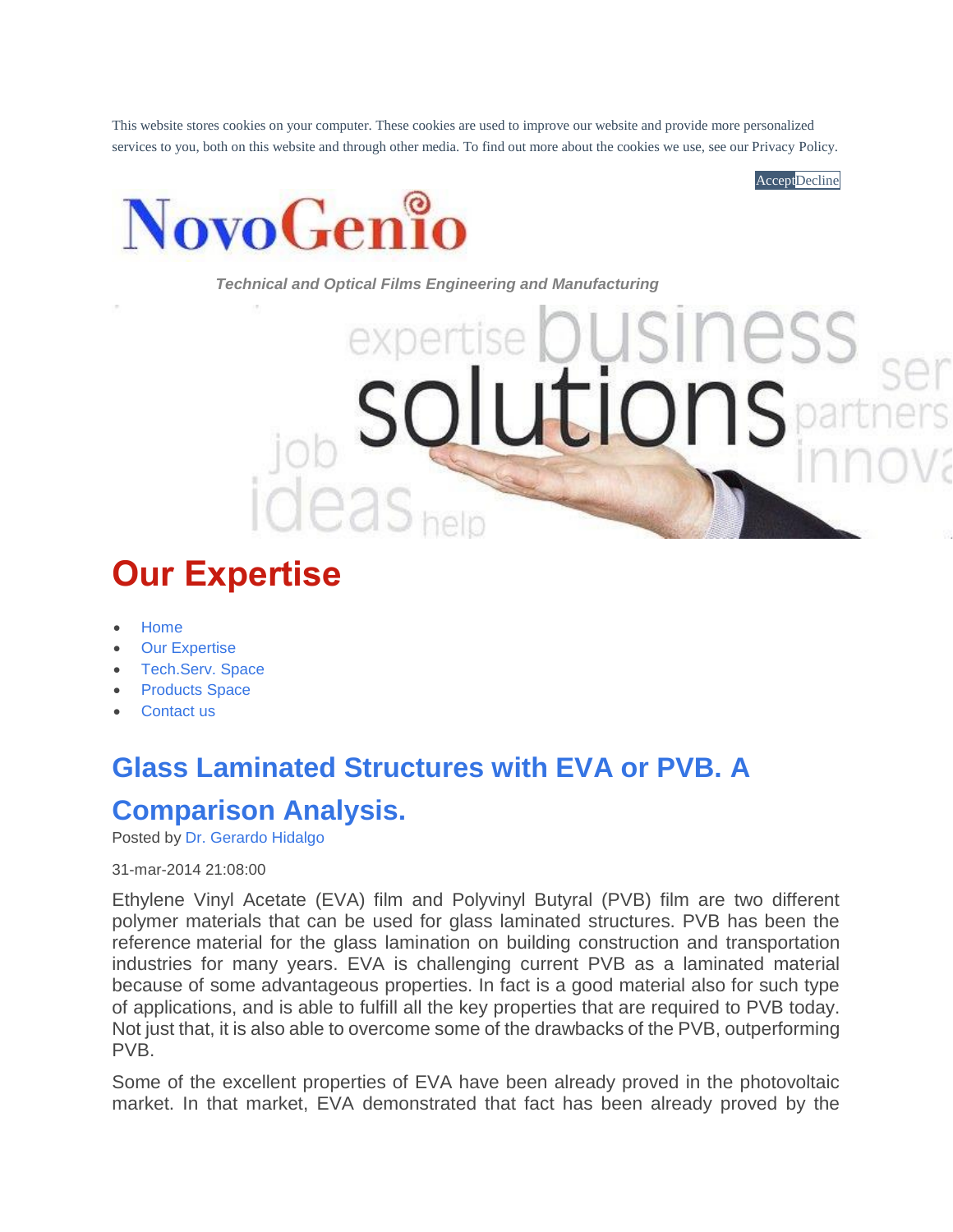This website stores cookies on your computer. These cookies are used to improve our website and provide more personalized services to you, both on this website and through other media. To find out more about the cookies we use, see our Privacy Policy.

AcceptDecline

NovoGenio

*Technical and Optical Films Engineering and Manufacturing*

# Our Expertise

- Home
- Our Expertise
- Tech.Serv. Space
- Products Space
- Contact us

## Glass Laminated Structures with EVA or PVB. A Comparison Analysis.

Posted by Dr. Gerardo Hidalgo

31-mar-2014 21:08:00

Ethylene Vinyl Acetate (EVA) film and Polyvinyl Butyral (PVB) film are two different polymer materials that can be used for glass laminated structures. PVB has been the reference material for the glass lamination on building construction and transportation industries for many years. EVA is challenging current PVB as a laminated material because of some advantageous properties. In fact is a good material also for such type of applications, and is able to fulfill all the key properties that are required to PVB today. Not just that, it is also able to overcome some of the drawbacks of the PVB, outperforming PVB.

Some of the excellent properties of EVA have been already proved in the photovoltaic market. In that market, EVA demonstrated that fact has been already proved by the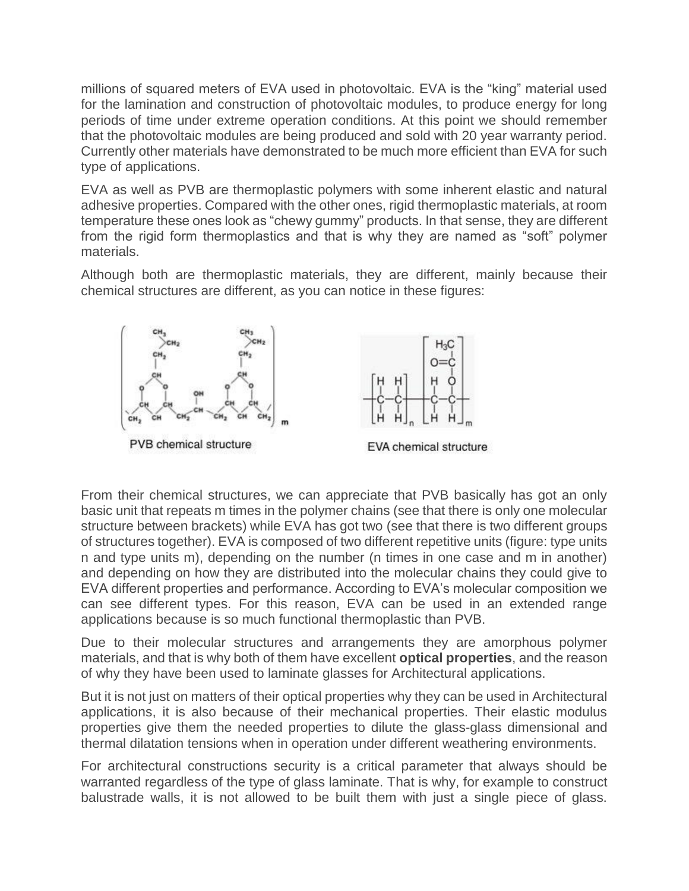millions of squared meters of EVA used in photovoltaic. EVA is the "king" material used for the lamination and construction of photovoltaic modules, to produce energy for long periods of time under extreme operation conditions. At this point we should remember that the photovoltaic modules are being produced and sold with 20 year warranty period. Currently other materials have demonstrated to be much more efficient than EVA for such type of applications.

EVA as well as PVB are thermoplastic polymers with some inherent elastic and natural adhesive properties. Compared with the other ones, rigid thermoplastic materials, at room temperature these ones look as "chewy gummy" products. In that sense, they are different from the rigid form thermoplastics and that is why they are named as "soft" polymer materials.

Although both are thermoplastic materials, they are different, mainly because their chemical structures are different, as you can notice in these figures:

PVB chemical structure

EVA chemical structure

From their chemical structures, we can appreciate that PVB basically has got an only basic unit that repeats m times in the polymer chains (see that there is only one molecular structure between brackets) while EVA has got two (see that there is two different groups of structures together). EVA is composed of two different repetitive units (figure: type units n and type units m), depending on the number (n times in one case and m in another) and depending on how they are distributed into the molecular chains they could give to EVA different properties and performance. According to EVA's molecular composition we can see different types. For this reason, EVA can be used in an extended range applications because is so much functional thermoplastic than PVB.

Due to their molecular structures and arrangements they are amorphous polymer materials, and that is why both of them have excellent **optical properties**, and the reason of why they have been used to laminate glasses for Architectural applications.

But it is not just on matters of their optical properties why they can be used in Architectural applications, it is also because of their mechanical properties. Their elastic modulus properties give them the needed properties to dilute the glass-glass dimensional and thermal dilatation tensions when in operation under different weathering environments.

For architectural constructions security is a critical parameter that always should be warranted regardless of the type of glass laminate. That is why, for example to construct balustrade walls, it is not allowed to be built them with just a single piece of glass.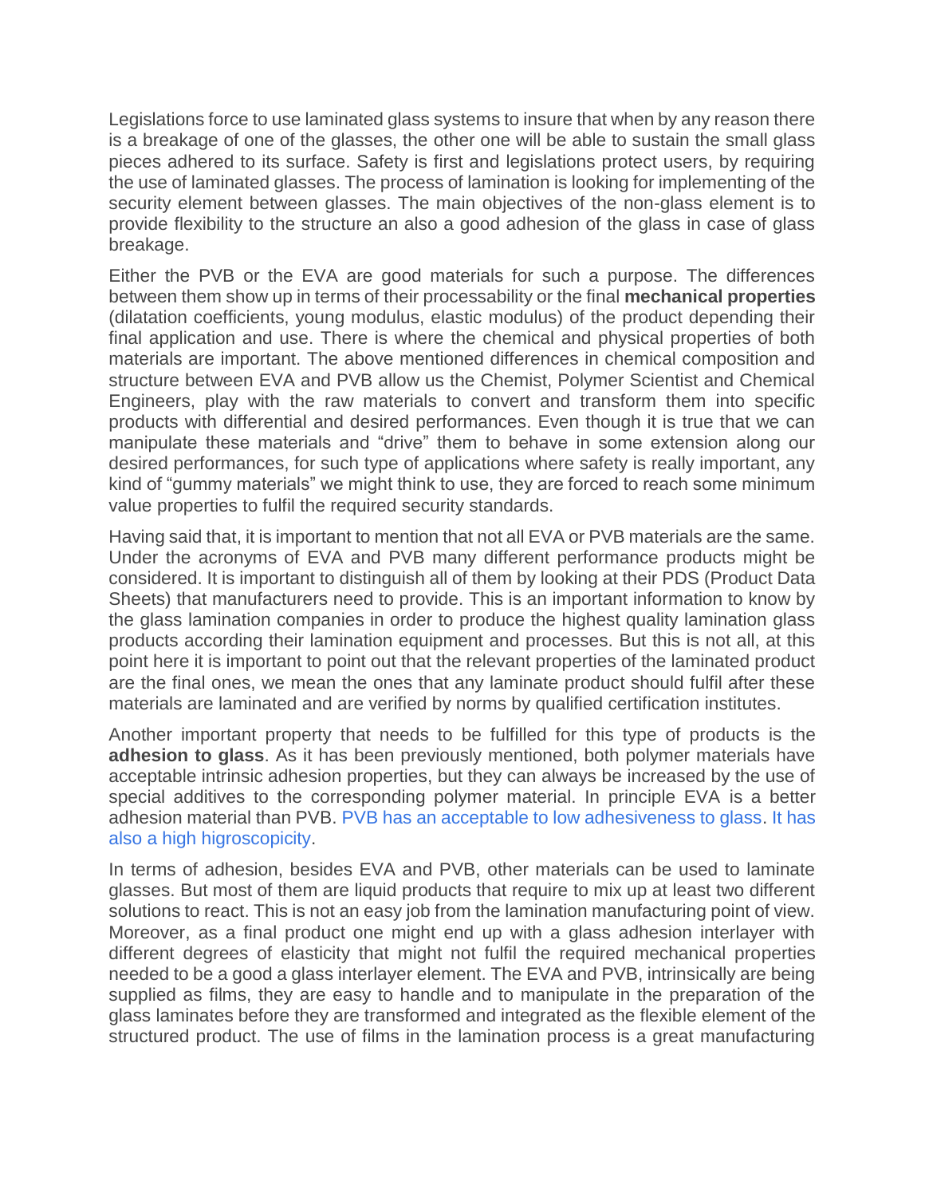Legislations force to use laminated glass systems to insure that when by any reason there is a breakage of one of the glasses, the other one will be able to sustain the small glass pieces adhered to its surface. Safety is first and legislations protect users, by requiring the use of laminated glasses. The process of lamination is looking for implementing of the security element between glasses. The main objectives of the non-glass element is to provide flexibility to the structure an also a good adhesion of the glass in case of glass breakage.

Either the PVB or the EVA are good materials for such a purpose. The differences between them show up in terms of their processability or the final **mechanical properties** (dilatation coefficients, young modulus, elastic modulus) of the product depending their final application and use. There is where the chemical and physical properties of both materials are important. The above mentioned differences in chemical composition and structure between EVA and PVB allow us the Chemist, Polymer Scientist and Chemical Engineers, play with the raw materials to convert and transform them into specific products with differential and desired performances. Even though it is true that we can manipulate these materials and "drive" them to behave in some extension along our desired performances, for such type of applications where safety is really important, any kind of "gummy materials" we might think to use, they are forced to reach some minimum value properties to fulfil the required security standards.

Having said that, it is important to mention that not all EVA or PVB materials are the same. Under the acronyms of EVA and PVB many different performance products might be considered. It is important to distinguish all of them by looking at their PDS (Product Data Sheets) that manufacturers need to provide. This is an important information to know by the glass lamination companies in order to produce the highest quality lamination glass products according their lamination equipment and processes. But this is not all, at this point here it is important to point out that the relevant properties of the laminated product are the final ones, we mean the ones that any laminate product should fulfil after these materials are laminated and are verified by norms by qualified certification institutes.

Another important property that needs to be fulfilled for this type of products is the **adhesion to glass**. As it has been previously mentioned, both polymer materials have acceptable intrinsic adhesion properties, but they can always be increased by the use of special additives to the corresponding polymer material. In principle EVA is a better adhesion material than PVB. PVB has an acceptable to low adhesiveness to glass. It has also a high higroscopicity.

In terms of adhesion, besides EVA and PVB, other materials can be used to laminate glasses. But most of them are liquid products that require to mix up at least two different solutions to react. This is not an easy job from the lamination manufacturing point of view. Moreover, as a final product one might end up with a glass adhesion interlayer with different degrees of elasticity that might not fulfil the required mechanical properties needed to be a good a glass interlayer element. The EVA and PVB, intrinsically are being supplied as films, they are easy to handle and to manipulate in the preparation of the glass laminates before they are transformed and integrated as the flexible element of the structured product. The use of films in the lamination process is a great manufacturing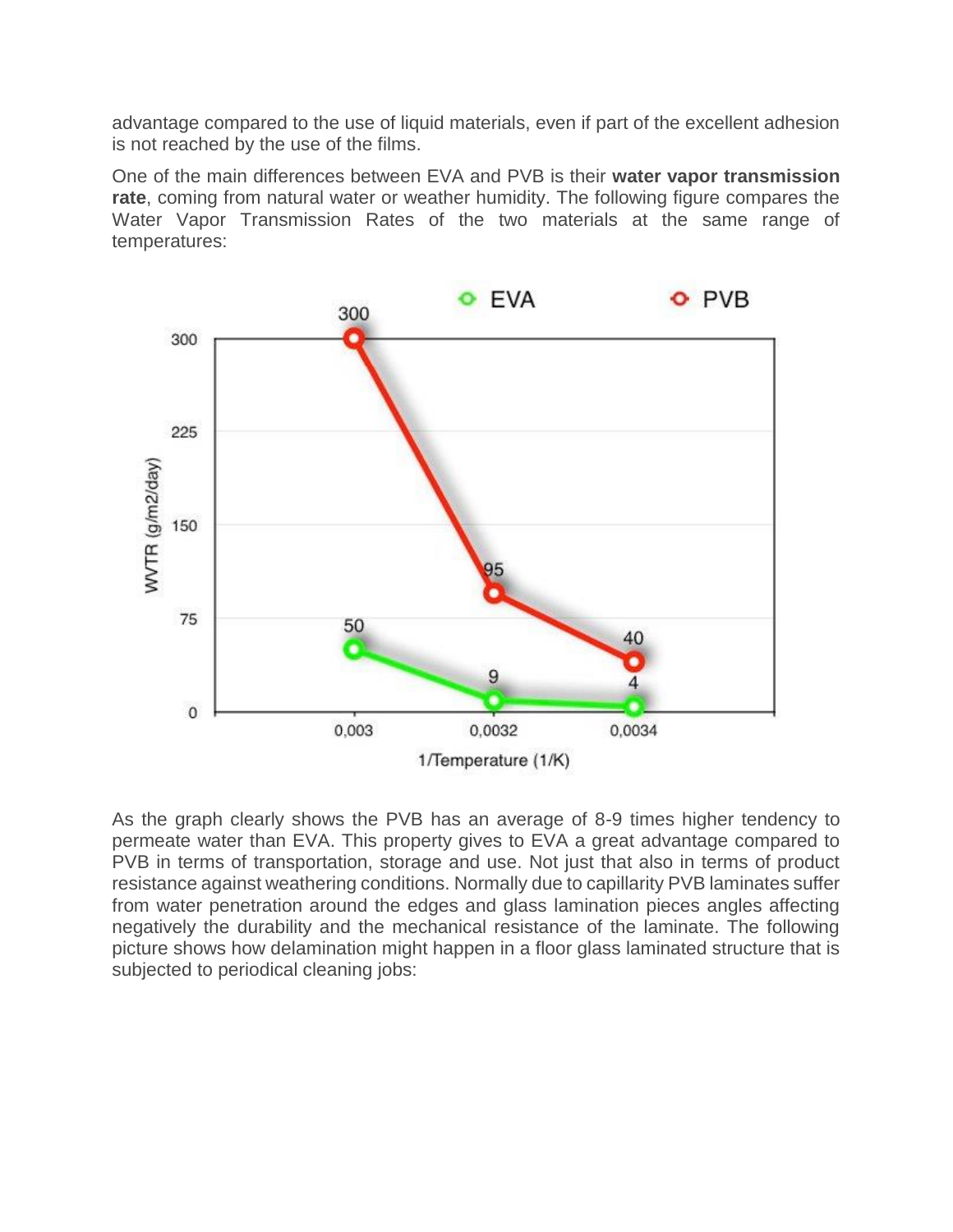advantage compared to the use of liquid materials, even if part of the excellent adhesion is not reached by the use of the films.

One of the main differences between EVA and PVB is their **water vapor transmission rate**, coming from natural water or weather humidity. The following figure compares the Water Vapor Transmission Rates of the two materials at the same range of temperatures:

As the graph clearly shows the PVB has an average of 8-9 times higher tendency to permeate water than EVA. This property gives to EVA a great advantage compared to PVB in terms of transportation, storage and use. Not just that also in terms of product resistance against weathering conditions. Normally due to capillarity PVB laminates suffer from water penetration around the edges and glass lamination pieces angles affecting negatively the durability and the mechanical resistance of the laminate. The following picture shows how delamination might happen in a floor glass laminated structure that is subjected to periodical cleaning jobs: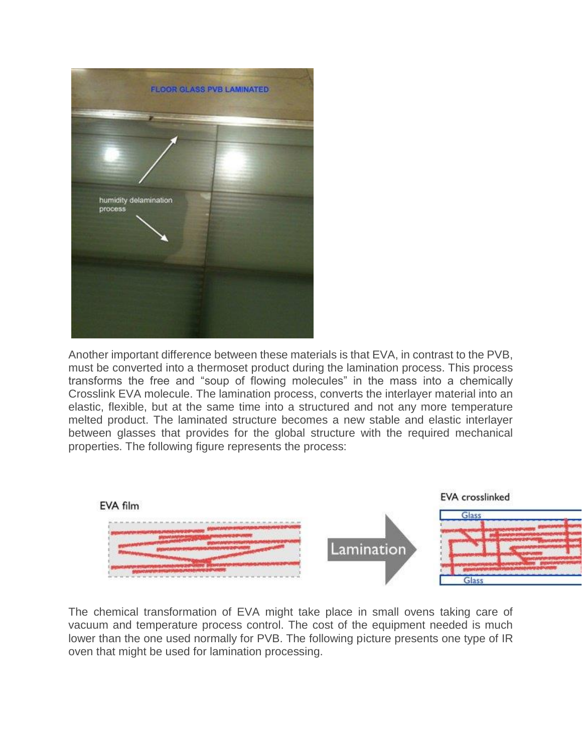Another important difference between these materials is that EVA, in contrast to the PVB, must be converted into a thermoset product during the lamination process. This process transforms the free and "soup of flowing molecules" in the mass into a chemically Crosslink EVA molecule. The lamination process, converts the interlayer material into an elastic, flexible, but at the same time into a structured and not any more temperature melted product. The laminated structure becomes a new stable and elastic interlayer between glasses that provides for the global structure with the required mechanical properties. The following figure represents the process:

The chemical transformation of EVA might take place in small ovens taking care of vacuum and temperature process control. The cost of the equipment needed is much lower than the one used normally for PVB. The following picture presents one type of IR oven that might be used for lamination processing.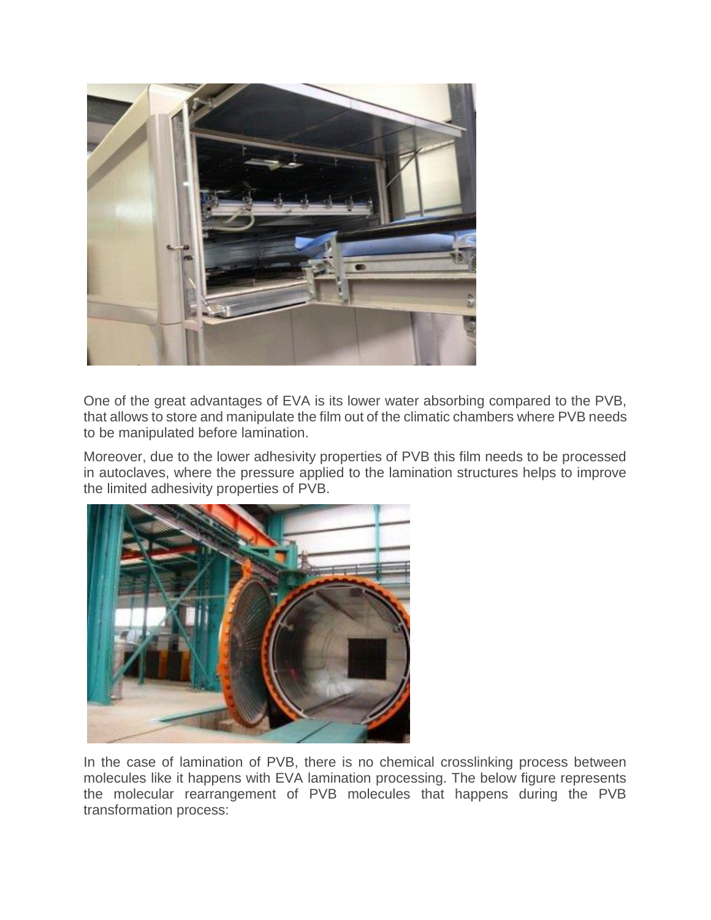One of the great advantages of EVA is its lower water absorbing compared to the PVB, that allows to store and manipulate the film out of the climatic chambers where PVB needs to be manipulated before lamination.

Moreover, due to the lower adhesivity properties of PVB this film needs to be processed in autoclaves, where the pressure applied to the lamination structures helps to improve the limited adhesivity properties of PVB.

In the case of lamination of PVB, there is no chemical crosslinking process between molecules like it happens with EVA lamination processing. The below figure represents the molecular rearrangement of PVB molecules that happens during the PVB transformation process: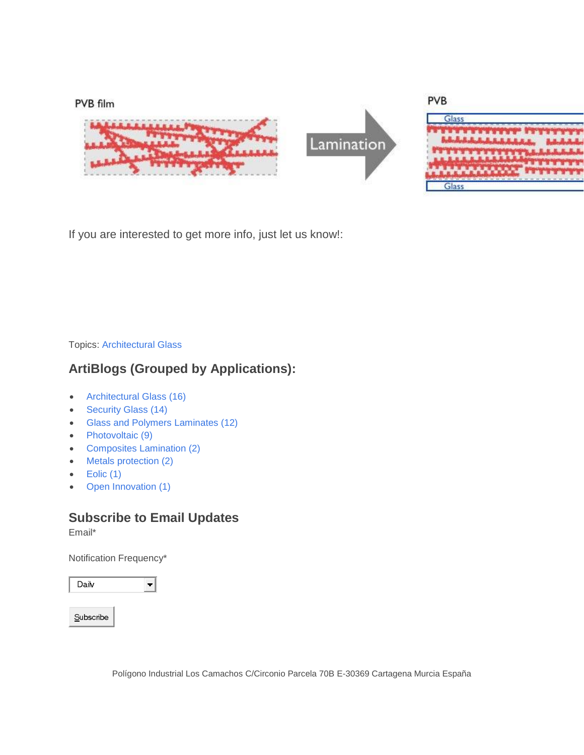If you are interested to get more info, just let us know!:

Topics: Architectural Glass

## ArtiBlogs (Grouped by Applications):

- Architectural Glass (16)
- Security Glass (14)
- Glass and Polymers Laminates (12)
- Photovoltaic (9)
- Composites Lamination (2)
- Metals protection (2)
- Eolic (1)
- Open Innovation (1)

## Subscribe to Email Updates

Email*

Notification Frequency*

Daily

Subscribe

Polígono Industrial Los Camachos C/Circonio Parcela 70B E-30369 Cartagena Murcia España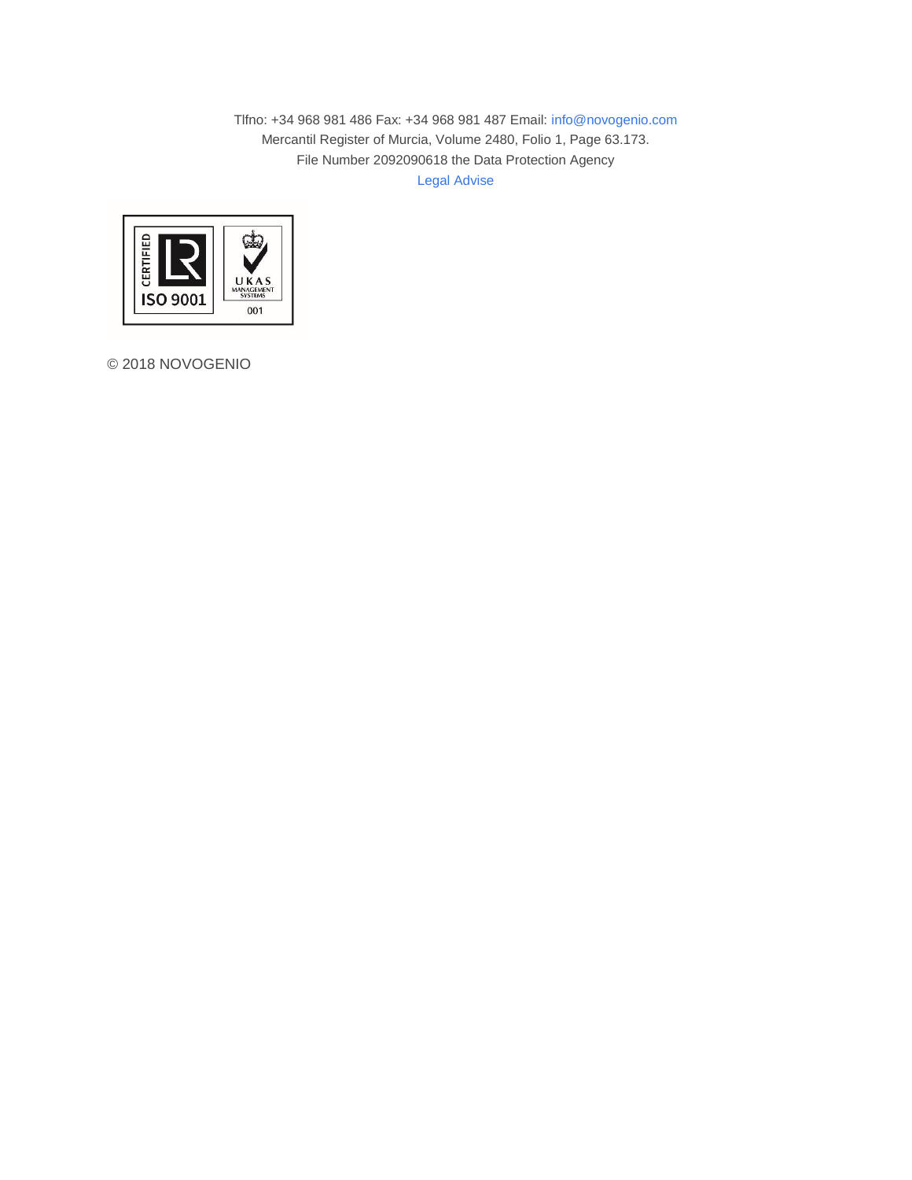Tlfno: +34 968 981 486 Fax: +34 968 981 487 Email: info@novogenio.com
Mercantil Register of Murcia, Volume 2480, Folio 1, Page 63.173.
File Number 2092090618 the Data Protection Agency
Legal Advise

© 2018 NOVOGENIO